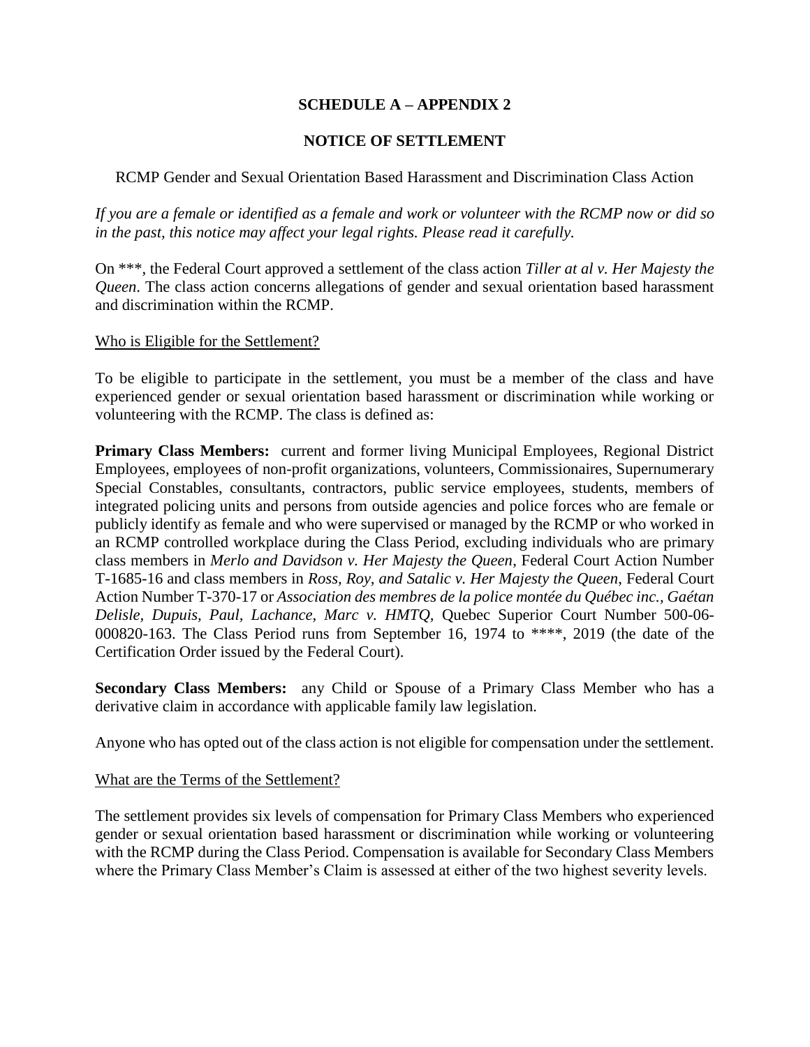## SCHEDULE A – APPENDIX 2

## NOTICE OF SETTLEMENT

RCMP Gender and Sexual Orientation Based Harassment and Discrimination Class Action

*If you are a female or identified as a female and work or volunteer with the RCMP now or did so in the past, this notice may affect your legal rights. Please read it carefully.*

On ***, the Federal Court approved a settlement of the class action *Tiller at al v. Her Majesty the Queen*. The class action concerns allegations of gender and sexual orientation based harassment and discrimination within the RCMP.

Who is Eligible for the Settlement?

To be eligible to participate in the settlement, you must be a member of the class and have experienced gender or sexual orientation based harassment or discrimination while working or volunteering with the RCMP. The class is defined as:

**Primary Class Members:** current and former living Municipal Employees, Regional District Employees, employees of non-profit organizations, volunteers, Commissionaires, Supernumerary Special Constables, consultants, contractors, public service employees, students, members of integrated policing units and persons from outside agencies and police forces who are female or publicly identify as female and who were supervised or managed by the RCMP or who worked in an RCMP controlled workplace during the Class Period, excluding individuals who are primary class members in *Merlo and Davidson v. Her Majesty the Queen*, Federal Court Action Number T-1685-16 and class members in *Ross, Roy, and Satalic v. Her Majesty the Queen*, Federal Court Action Number T-370-17 or *Association des membres de la police montée du Québec inc., Gaétan Delisle, Dupuis, Paul, Lachance, Marc v. HMTQ,* Quebec Superior Court Number 500-06-000820-163. The Class Period runs from September 16, 1974 to ****, 2019 (the date of the Certification Order issued by the Federal Court).

**Secondary Class Members:** any Child or Spouse of a Primary Class Member who has a derivative claim in accordance with applicable family law legislation.

Anyone who has opted out of the class action is not eligible for compensation under the settlement.

What are the Terms of the Settlement?

The settlement provides six levels of compensation for Primary Class Members who experienced gender or sexual orientation based harassment or discrimination while working or volunteering with the RCMP during the Class Period. Compensation is available for Secondary Class Members where the Primary Class Member's Claim is assessed at either of the two highest severity levels.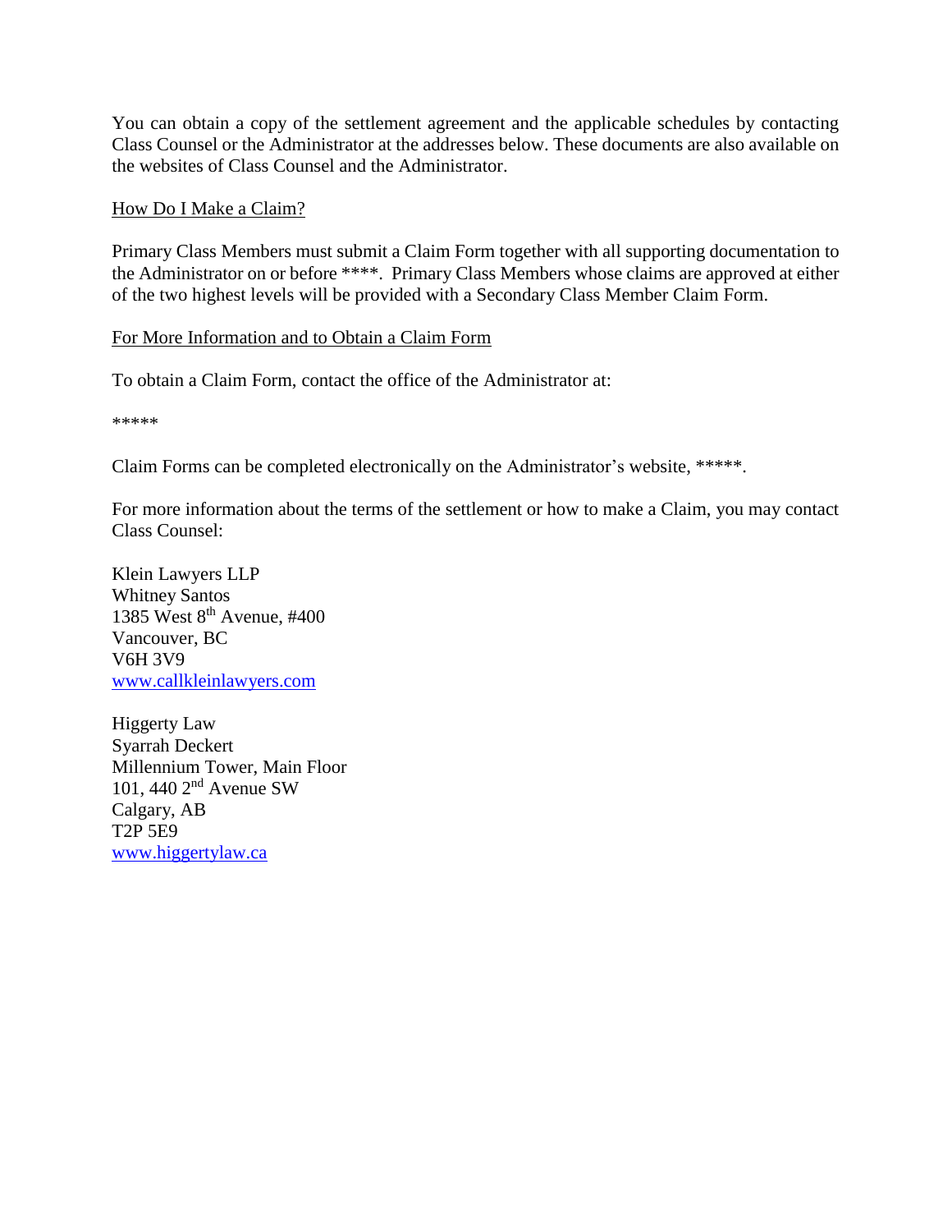You can obtain a copy of the settlement agreement and the applicable schedules by contacting Class Counsel or the Administrator at the addresses below. These documents are also available on the websites of Class Counsel and the Administrator.

<u>How Do I Make a Claim?</u>

Primary Class Members must submit a Claim Form together with all supporting documentation to the Administrator on or before ****. Primary Class Members whose claims are approved at either of the two highest levels will be provided with a Secondary Class Member Claim Form.

<u>For More Information and to Obtain a Claim Form</u>

To obtain a Claim Form, contact the office of the Administrator at:

*****

Claim Forms can be completed electronically on the Administrator's website, *****.

For more information about the terms of the settlement or how to make a Claim, you may contact Class Counsel:

Klein Lawyers LLP
Whitney Santos
1385 West 8th Avenue, #400
Vancouver, BC
V6H 3V9
www.callkleinlawyers.com

Higgerty Law
Syarrah Deckert
Millennium Tower, Main Floor
101, 440 2nd Avenue SW
Calgary, AB
T2P 5E9
www.higgertylaw.ca